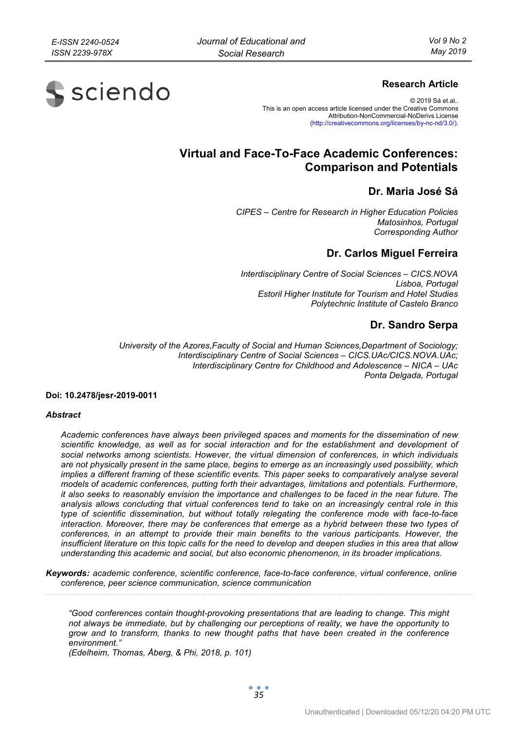**Research Article**

© 2019 Sá et.al..
This is an open access article licensed under the Creative Commons Attribution-NonCommercial-NoDerivs License (http://creativecommons.org/licenses/by-nc-nd/3.0/).

# Virtual and Face-To-Face Academic Conferences: Comparison and Potentials

## Dr. Maria José Sá

*CIPES – Centre for Research in Higher Education Policies*
*Matosinhos, Portugal*
*Corresponding Author*

## Dr. Carlos Miguel Ferreira

*Interdisciplinary Centre of Social Sciences – CICS.NOVA*
*Lisboa, Portugal*
*Estoril Higher Institute for Tourism and Hotel Studies*
*Polytechnic Institute of Castelo Branco*

## Dr. Sandro Serpa

*University of the Azores,Faculty of Social and Human Sciences,Department of Sociology;*
*Interdisciplinary Centre of Social Sciences – CICS.UAc/CICS.NOVA.UAc;*
*Interdisciplinary Centre for Childhood and Adolescence – NICA – UAc*
*Ponta Delgada, Portugal*

**Doi: 10.2478/jesr-2019-0011**

***Abstract***

*Academic conferences have always been privileged spaces and moments for the dissemination of new scientific knowledge, as well as for social interaction and for the establishment and development of social networks among scientists. However, the virtual dimension of conferences, in which individuals are not physically present in the same place, begins to emerge as an increasingly used possibility, which implies a different framing of these scientific events. This paper seeks to comparatively analyse several models of academic conferences, putting forth their advantages, limitations and potentials. Furthermore, it also seeks to reasonably envision the importance and challenges to be faced in the near future. The analysis allows concluding that virtual conferences tend to take on an increasingly central role in this type of scientific dissemination, but without totally relegating the conference mode with face-to-face interaction. Moreover, there may be conferences that emerge as a hybrid between these two types of conferences, in an attempt to provide their main benefits to the various participants. However, the insufficient literature on this topic calls for the need to develop and deepen studies in this area that allow understanding this academic and social, but also economic phenomenon, in its broader implications.*

***Keywords:*** *academic conference, scientific conference, face-to-face conference, virtual conference, online conference, peer science communication, science communication*

> *"Good conferences contain thought-provoking presentations that are leading to change. This might not always be immediate, but by challenging our perceptions of reality, we have the opportunity to grow and to transform, thanks to new thought paths that have been created in the conference environment."*
> *(Edelheim, Thomas, Åberg, & Phi, 2018, p. 101)*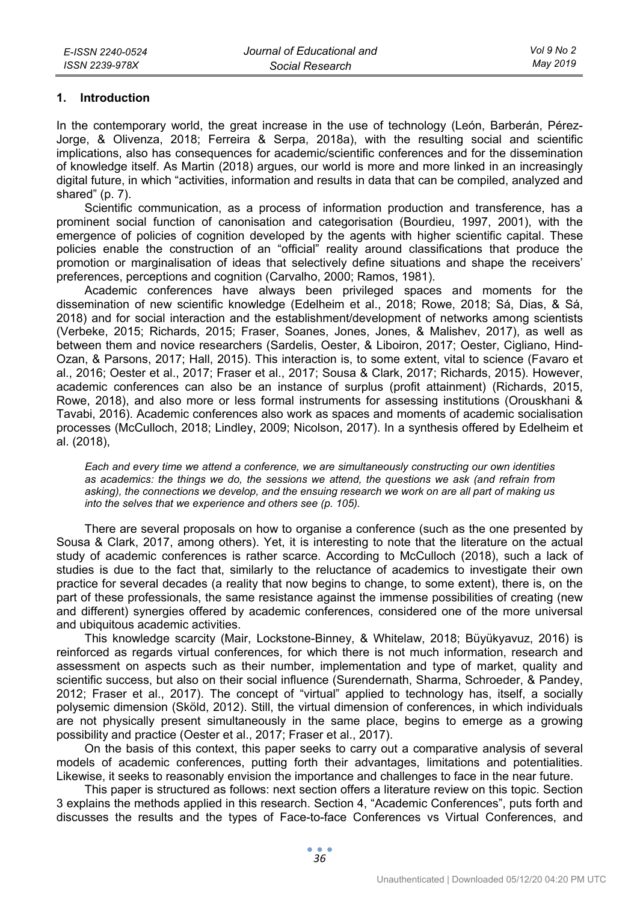## 1. Introduction

In the contemporary world, the great increase in the use of technology (León, Barberán, Pérez-Jorge, & Olivenza, 2018; Ferreira & Serpa, 2018a), with the resulting social and scientific implications, also has consequences for academic/scientific conferences and for the dissemination of knowledge itself. As Martin (2018) argues, our world is more and more linked in an increasingly digital future, in which "activities, information and results in data that can be compiled, analyzed and shared" (p. 7).

Scientific communication, as a process of information production and transference, has a prominent social function of canonisation and categorisation (Bourdieu, 1997, 2001), with the emergence of policies of cognition developed by the agents with higher scientific capital. These policies enable the construction of an "official" reality around classifications that produce the promotion or marginalisation of ideas that selectively define situations and shape the receivers' preferences, perceptions and cognition (Carvalho, 2000; Ramos, 1981).

Academic conferences have always been privileged spaces and moments for the dissemination of new scientific knowledge (Edelheim et al., 2018; Rowe, 2018; Sá, Dias, & Sá, 2018) and for social interaction and the establishment/development of networks among scientists (Verbeke, 2015; Richards, 2015; Fraser, Soanes, Jones, Jones, & Malishev, 2017), as well as between them and novice researchers (Sardelis, Oester, & Liboiron, 2017; Oester, Cigliano, Hind-Ozan, & Parsons, 2017; Hall, 2015). This interaction is, to some extent, vital to science (Favaro et al., 2016; Oester et al., 2017; Fraser et al., 2017; Sousa & Clark, 2017; Richards, 2015). However, academic conferences can also be an instance of surplus (profit attainment) (Richards, 2015, Rowe, 2018), and also more or less formal instruments for assessing institutions (Orouskhani & Tavabi, 2016). Academic conferences also work as spaces and moments of academic socialisation processes (McCulloch, 2018; Lindley, 2009; Nicolson, 2017). In a synthesis offered by Edelheim et al. (2018),

> *Each and every time we attend a conference, we are simultaneously constructing our own identities as academics: the things we do, the sessions we attend, the questions we ask (and refrain from asking), the connections we develop, and the ensuing research we work on are all part of making us into the selves that we experience and others see (p. 105).*

There are several proposals on how to organise a conference (such as the one presented by Sousa & Clark, 2017, among others). Yet, it is interesting to note that the literature on the actual study of academic conferences is rather scarce. According to McCulloch (2018), such a lack of studies is due to the fact that, similarly to the reluctance of academics to investigate their own practice for several decades (a reality that now begins to change, to some extent), there is, on the part of these professionals, the same resistance against the immense possibilities of creating (new and different) synergies offered by academic conferences, considered one of the more universal and ubiquitous academic activities.

This knowledge scarcity (Mair, Lockstone-Binney, & Whitelaw, 2018; Büyükyavuz, 2016) is reinforced as regards virtual conferences, for which there is not much information, research and assessment on aspects such as their number, implementation and type of market, quality and scientific success, but also on their social influence (Surendernath, Sharma, Schroeder, & Pandey, 2012; Fraser et al., 2017). The concept of "virtual" applied to technology has, itself, a socially polysemic dimension (Sköld, 2012). Still, the virtual dimension of conferences, in which individuals are not physically present simultaneously in the same place, begins to emerge as a growing possibility and practice (Oester et al., 2017; Fraser et al., 2017).

On the basis of this context, this paper seeks to carry out a comparative analysis of several models of academic conferences, putting forth their advantages, limitations and potentialities. Likewise, it seeks to reasonably envision the importance and challenges to face in the near future.

This paper is structured as follows: next section offers a literature review on this topic. Section 3 explains the methods applied in this research. Section 4, "Academic Conferences", puts forth and discusses the results and the types of Face-to-face Conferences vs Virtual Conferences, and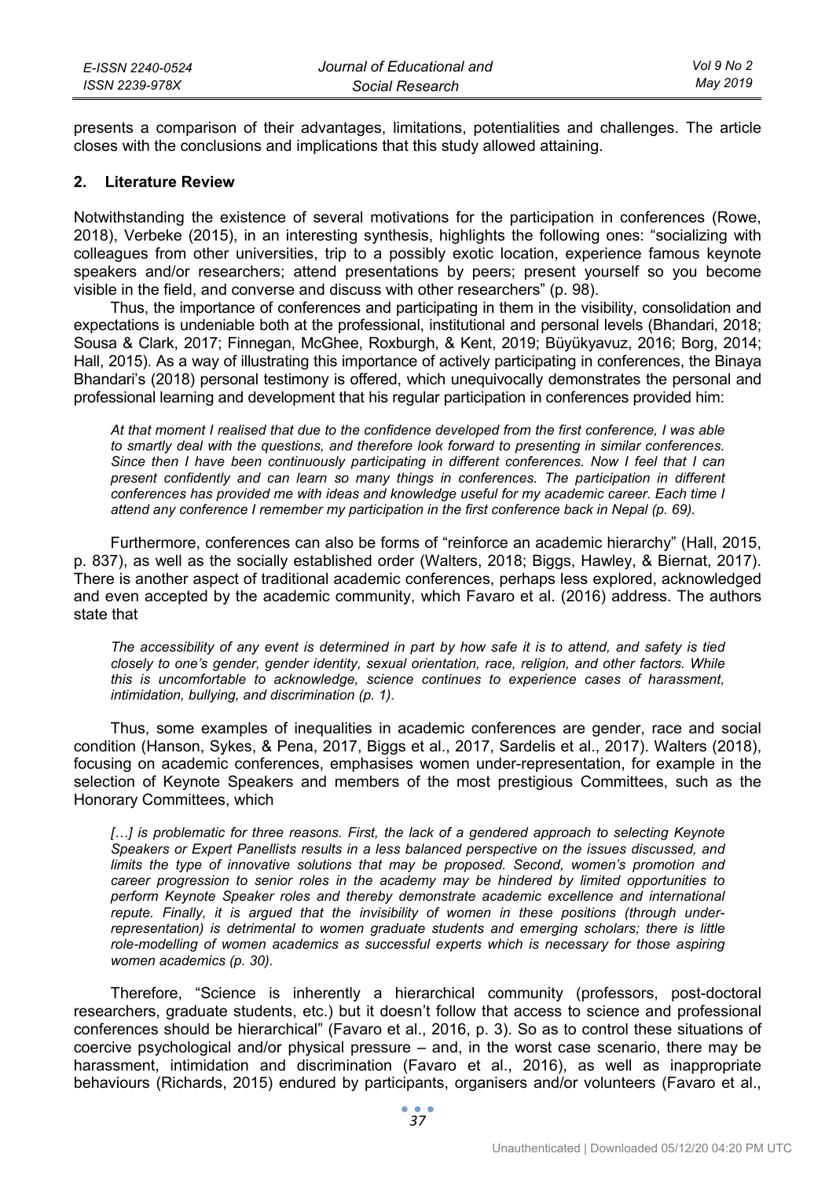presents a comparison of their advantages, limitations, potentialities and challenges. The article closes with the conclusions and implications that this study allowed attaining.

## 2. Literature Review

Notwithstanding the existence of several motivations for the participation in conferences (Rowe, 2018), Verbeke (2015), in an interesting synthesis, highlights the following ones: "socializing with colleagues from other universities, trip to a possibly exotic location, experience famous keynote speakers and/or researchers; attend presentations by peers; present yourself so you become visible in the field, and converse and discuss with other researchers" (p. 98).

Thus, the importance of conferences and participating in them in the visibility, consolidation and expectations is undeniable both at the professional, institutional and personal levels (Bhandari, 2018; Sousa & Clark, 2017; Finnegan, McGhee, Roxburgh, & Kent, 2019; Büyükyavuz, 2016; Borg, 2014; Hall, 2015). As a way of illustrating this importance of actively participating in conferences, the Binaya Bhandari's (2018) personal testimony is offered, which unequivocally demonstrates the personal and professional learning and development that his regular participation in conferences provided him:

> *At that moment I realised that due to the confidence developed from the first conference, I was able to smartly deal with the questions, and therefore look forward to presenting in similar conferences. Since then I have been continuously participating in different conferences. Now I feel that I can present confidently and can learn so many things in conferences. The participation in different conferences has provided me with ideas and knowledge useful for my academic career. Each time I attend any conference I remember my participation in the first conference back in Nepal (p. 69).*

Furthermore, conferences can also be forms of "reinforce an academic hierarchy" (Hall, 2015, p. 837), as well as the socially established order (Walters, 2018; Biggs, Hawley, & Biernat, 2017). There is another aspect of traditional academic conferences, perhaps less explored, acknowledged and even accepted by the academic community, which Favaro et al. (2016) address. The authors state that

> *The accessibility of any event is determined in part by how safe it is to attend, and safety is tied closely to one's gender, gender identity, sexual orientation, race, religion, and other factors. While this is uncomfortable to acknowledge, science continues to experience cases of harassment, intimidation, bullying, and discrimination (p. 1).*

Thus, some examples of inequalities in academic conferences are gender, race and social condition (Hanson, Sykes, & Pena, 2017, Biggs et al., 2017, Sardelis et al., 2017). Walters (2018), focusing on academic conferences, emphasises women under-representation, for example in the selection of Keynote Speakers and members of the most prestigious Committees, such as the Honorary Committees, which

> *[…] is problematic for three reasons. First, the lack of a gendered approach to selecting Keynote Speakers or Expert Panellists results in a less balanced perspective on the issues discussed, and limits the type of innovative solutions that may be proposed. Second, women's promotion and career progression to senior roles in the academy may be hindered by limited opportunities to perform Keynote Speaker roles and thereby demonstrate academic excellence and international repute. Finally, it is argued that the invisibility of women in these positions (through under-representation) is detrimental to women graduate students and emerging scholars; there is little role-modelling of women academics as successful experts which is necessary for those aspiring women academics (p. 30).*

Therefore, "Science is inherently a hierarchical community (professors, post-doctoral researchers, graduate students, etc.) but it doesn't follow that access to science and professional conferences should be hierarchical" (Favaro et al., 2016, p. 3). So as to control these situations of coercive psychological and/or physical pressure – and, in the worst case scenario, there may be harassment, intimidation and discrimination (Favaro et al., 2016), as well as inappropriate behaviours (Richards, 2015) endured by participants, organisers and/or volunteers (Favaro et al.,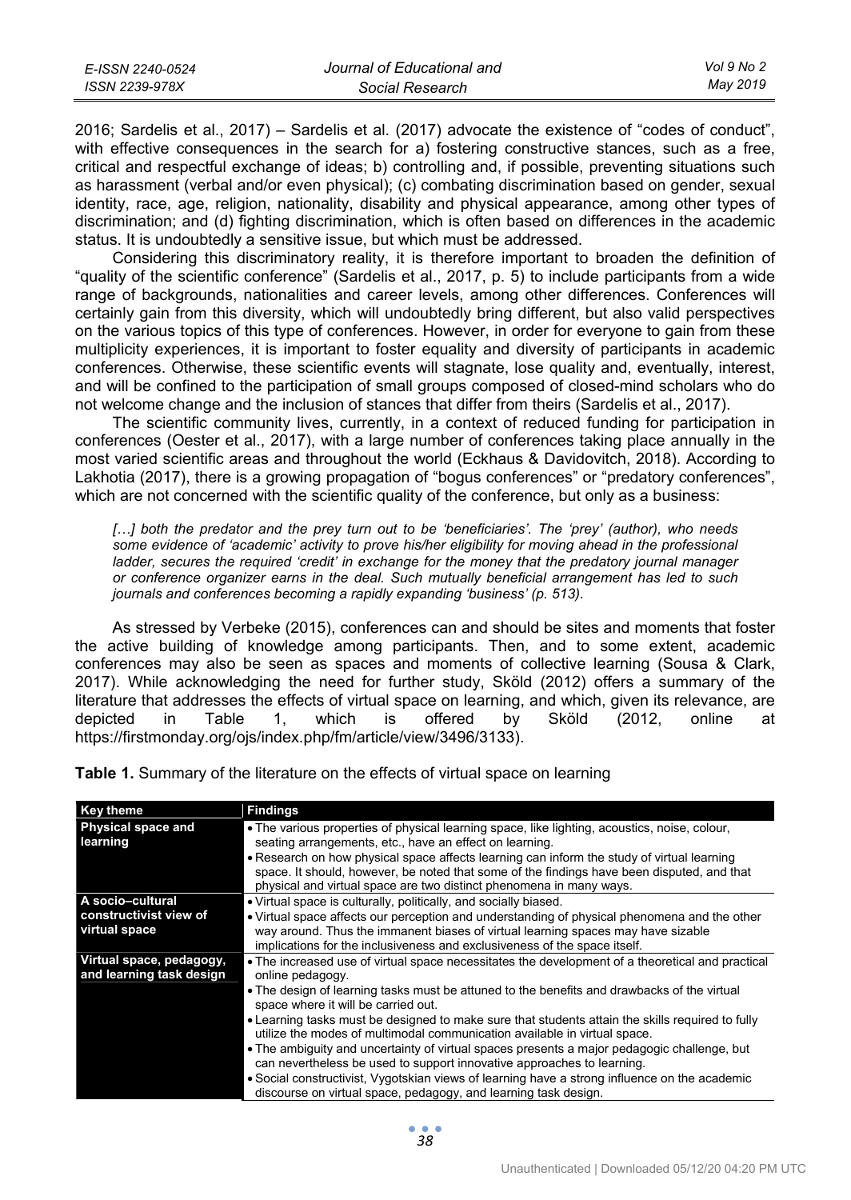2016; Sardelis et al., 2017) – Sardelis et al. (2017) advocate the existence of "codes of conduct", with effective consequences in the search for a) fostering constructive stances, such as a free, critical and respectful exchange of ideas; b) controlling and, if possible, preventing situations such as harassment (verbal and/or even physical); (c) combating discrimination based on gender, sexual identity, race, age, religion, nationality, disability and physical appearance, among other types of discrimination; and (d) fighting discrimination, which is often based on differences in the academic status. It is undoubtedly a sensitive issue, but which must be addressed.

Considering this discriminatory reality, it is therefore important to broaden the definition of "quality of the scientific conference" (Sardelis et al., 2017, p. 5) to include participants from a wide range of backgrounds, nationalities and career levels, among other differences. Conferences will certainly gain from this diversity, which will undoubtedly bring different, but also valid perspectives on the various topics of this type of conferences. However, in order for everyone to gain from these multiplicity experiences, it is important to foster equality and diversity of participants in academic conferences. Otherwise, these scientific events will stagnate, lose quality and, eventually, interest, and will be confined to the participation of small groups composed of closed-mind scholars who do not welcome change and the inclusion of stances that differ from theirs (Sardelis et al., 2017).

The scientific community lives, currently, in a context of reduced funding for participation in conferences (Oester et al., 2017), with a large number of conferences taking place annually in the most varied scientific areas and throughout the world (Eckhaus & Davidovitch, 2018). According to Lakhotia (2017), there is a growing propagation of "bogus conferences" or "predatory conferences", which are not concerned with the scientific quality of the conference, but only as a business:

> *[…] both the predator and the prey turn out to be 'beneficiaries'. The 'prey' (author), who needs some evidence of 'academic' activity to prove his/her eligibility for moving ahead in the professional ladder, secures the required 'credit' in exchange for the money that the predatory journal manager or conference organizer earns in the deal. Such mutually beneficial arrangement has led to such journals and conferences becoming a rapidly expanding 'business' (p. 513).*

As stressed by Verbeke (2015), conferences can and should be sites and moments that foster the active building of knowledge among participants. Then, and to some extent, academic conferences may also be seen as spaces and moments of collective learning (Sousa & Clark, 2017). While acknowledging the need for further study, Sköld (2012) offers a summary of the literature that addresses the effects of virtual space on learning, and which, given its relevance, are depicted in Table 1, which is offered by Sköld (2012, online at https://firstmonday.org/ojs/index.php/fm/article/view/3496/3133).

**Table 1.** Summary of the literature on the effects of virtual space on learning

| Key theme | Findings |
| --- | --- |
| **Physical space and learning** | • The various properties of physical learning space, like lighting, acoustics, noise, colour, seating arrangements, etc., have an effect on learning.<br>• Research on how physical space affects learning can inform the study of virtual learning space. It should, however, be noted that some of the findings have been disputed, and that physical and virtual space are two distinct phenomena in many ways. |
| **A socio–cultural constructivist view of virtual space** | • Virtual space is culturally, politically, and socially biased.<br>• Virtual space affects our perception and understanding of physical phenomena and the other way around. Thus the immanent biases of virtual learning spaces may have sizable implications for the inclusiveness and exclusiveness of the space itself. |
| **Virtual space, pedagogy, and learning task design** | • The increased use of virtual space necessitates the development of a theoretical and practical online pedagogy.<br>• The design of learning tasks must be attuned to the benefits and drawbacks of the virtual space where it will be carried out.<br>• Learning tasks must be designed to make sure that students attain the skills required to fully utilize the modes of multimodal communication available in virtual space.<br>• The ambiguity and uncertainty of virtual spaces presents a major pedagogic challenge, but can nevertheless be used to support innovative approaches to learning.<br>• Social constructivist, Vygotskian views of learning have a strong influence on the academic discourse on virtual space, pedagogy, and learning task design. |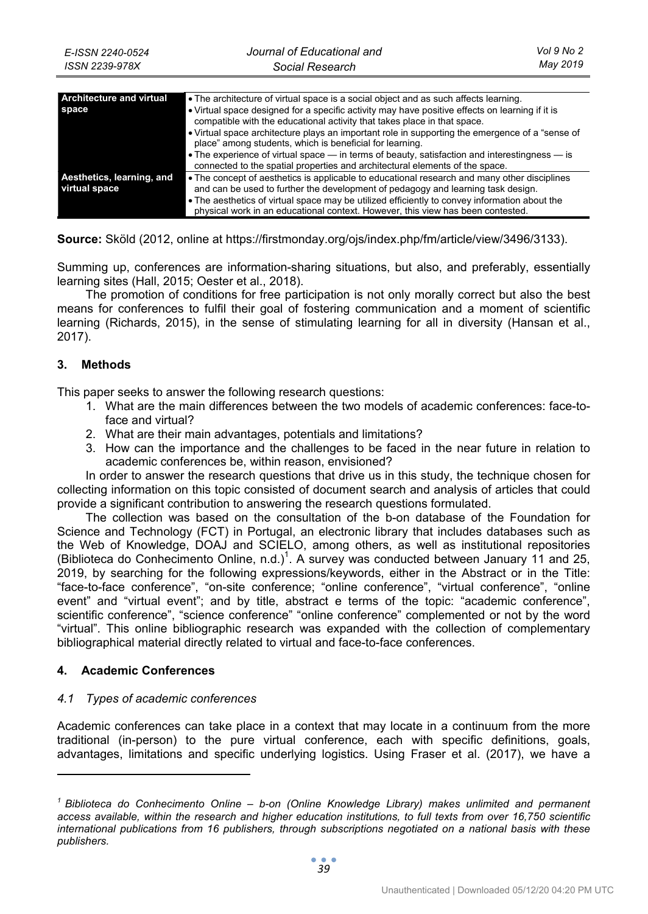| Architecture and virtual space | • The architecture of virtual space is a social object and as such affects learning. • Virtual space designed for a specific activity may have positive effects on learning if it is compatible with the educational activity that takes place in that space. • Virtual space architecture plays an important role in supporting the emergence of a "sense of place" among students, which is beneficial for learning. • The experience of virtual space — in terms of beauty, satisfaction and interestingness — is connected to the spatial properties and architectural elements of the space. |
|---|---|
| Aesthetics, learning, and virtual space | • The concept of aesthetics is applicable to educational research and many other disciplines and can be used to further the development of pedagogy and learning task design. • The aesthetics of virtual space may be utilized efficiently to convey information about the physical work in an educational context. However, this view has been contested. |

**Source:** Sköld (2012, online at https://firstmonday.org/ojs/index.php/fm/article/view/3496/3133).

Summing up, conferences are information-sharing situations, but also, and preferably, essentially learning sites (Hall, 2015; Oester et al., 2018).

The promotion of conditions for free participation is not only morally correct but also the best means for conferences to fulfil their goal of fostering communication and a moment of scientific learning (Richards, 2015), in the sense of stimulating learning for all in diversity (Hansan et al., 2017).

## 3. Methods

This paper seeks to answer the following research questions:

1. What are the main differences between the two models of academic conferences: face-to-face and virtual?
2. What are their main advantages, potentials and limitations?
3. How can the importance and the challenges to be faced in the near future in relation to academic conferences be, within reason, envisioned?

In order to answer the research questions that drive us in this study, the technique chosen for collecting information on this topic consisted of document search and analysis of articles that could provide a significant contribution to answering the research questions formulated.

The collection was based on the consultation of the b-on database of the Foundation for Science and Technology (FCT) in Portugal, an electronic library that includes databases such as the Web of Knowledge, DOAJ and SCIELO, among others, as well as institutional repositories (Biblioteca do Conhecimento Online, n.d.)[1]. A survey was conducted between January 11 and 25, 2019, by searching for the following expressions/keywords, either in the Abstract or in the Title: "face-to-face conference", "on-site conference; "online conference", "virtual conference", "online event" and "virtual event"; and by title, abstract e terms of the topic: "academic conference", scientific conference", "science conference" "online conference" complemented or not by the word "virtual". This online bibliographic research was expanded with the collection of complementary bibliographical material directly related to virtual and face-to-face conferences.

## 4. Academic Conferences

### *4.1 Types of academic conferences*

Academic conferences can take place in a context that may locate in a continuum from the more traditional (in-person) to the pure virtual conference, each with specific definitions, goals, advantages, limitations and specific underlying logistics. Using Fraser et al. (2017), we have a

---

*[1] Biblioteca do Conhecimento Online – b-on (Online Knowledge Library) makes unlimited and permanent access available, within the research and higher education institutions, to full texts from over 16,750 scientific international publications from 16 publishers, through subscriptions negotiated on a national basis with these publishers.*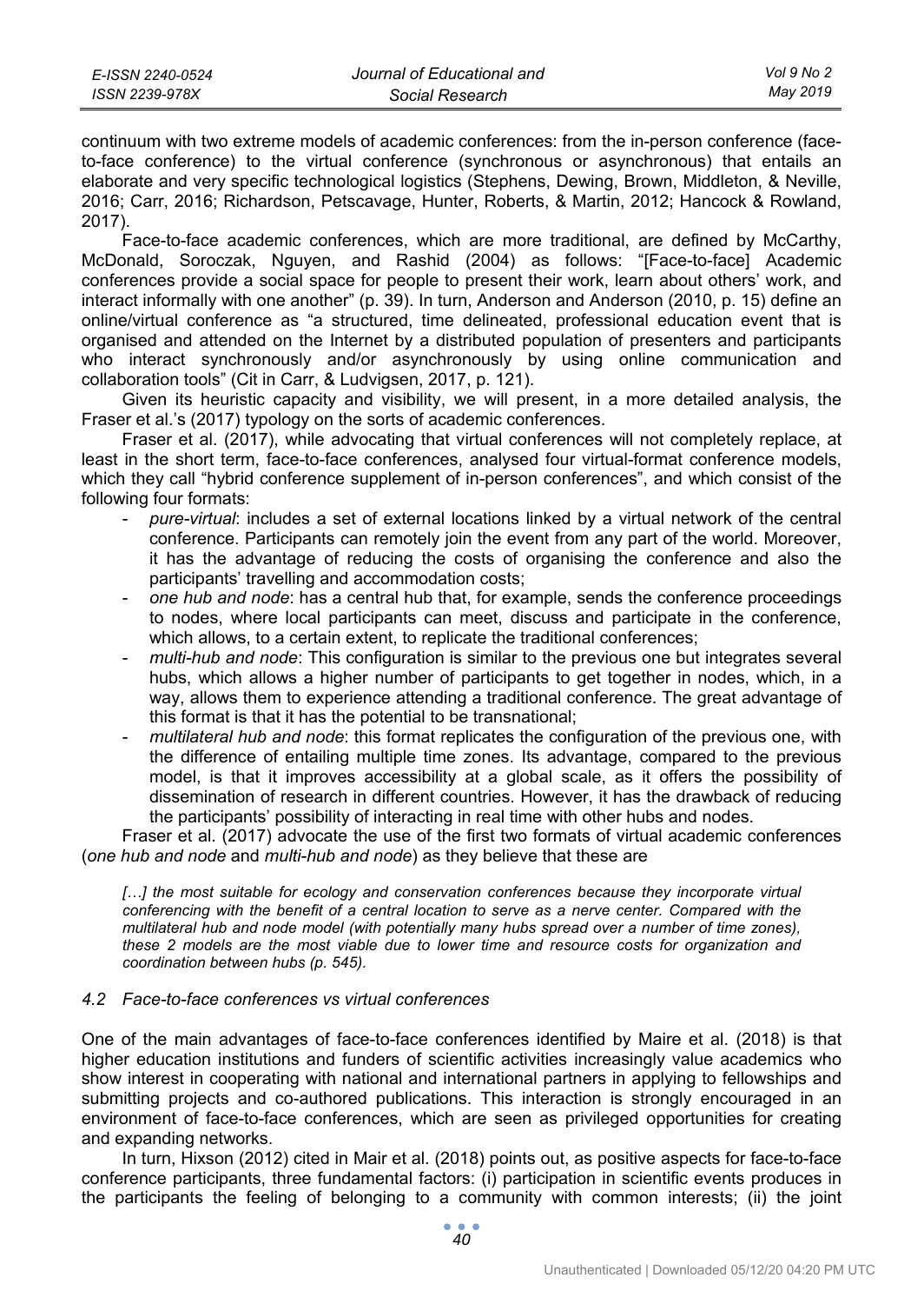continuum with two extreme models of academic conferences: from the in-person conference (face-to-face conference) to the virtual conference (synchronous or asynchronous) that entails an elaborate and very specific technological logistics (Stephens, Dewing, Brown, Middleton, & Neville, 2016; Carr, 2016; Richardson, Petscavage, Hunter, Roberts, & Martin, 2012; Hancock & Rowland, 2017).

Face-to-face academic conferences, which are more traditional, are defined by McCarthy, McDonald, Soroczak, Nguyen, and Rashid (2004) as follows: "[Face-to-face] Academic conferences provide a social space for people to present their work, learn about others' work, and interact informally with one another" (p. 39). In turn, Anderson and Anderson (2010, p. 15) define an online/virtual conference as "a structured, time delineated, professional education event that is organised and attended on the Internet by a distributed population of presenters and participants who interact synchronously and/or asynchronously by using online communication and collaboration tools" (Cit in Carr, & Ludvigsen, 2017, p. 121).

Given its heuristic capacity and visibility, we will present, in a more detailed analysis, the Fraser et al.'s (2017) typology on the sorts of academic conferences.

Fraser et al. (2017), while advocating that virtual conferences will not completely replace, at least in the short term, face-to-face conferences, analysed four virtual-format conference models, which they call "hybrid conference supplement of in-person conferences", and which consist of the following four formats:

- *pure-virtual*: includes a set of external locations linked by a virtual network of the central conference. Participants can remotely join the event from any part of the world. Moreover, it has the advantage of reducing the costs of organising the conference and also the participants' travelling and accommodation costs;
- *one hub and node*: has a central hub that, for example, sends the conference proceedings to nodes, where local participants can meet, discuss and participate in the conference, which allows, to a certain extent, to replicate the traditional conferences;
- *multi-hub and node*: This configuration is similar to the previous one but integrates several hubs, which allows a higher number of participants to get together in nodes, which, in a way, allows them to experience attending a traditional conference. The great advantage of this format is that it has the potential to be transnational;
- *multilateral hub and node*: this format replicates the configuration of the previous one, with the difference of entailing multiple time zones. Its advantage, compared to the previous model, is that it improves accessibility at a global scale, as it offers the possibility of dissemination of research in different countries. However, it has the drawback of reducing the participants' possibility of interacting in real time with other hubs and nodes.

Fraser et al. (2017) advocate the use of the first two formats of virtual academic conferences (*one hub and node* and *multi-hub and node*) as they believe that these are

> *[…] the most suitable for ecology and conservation conferences because they incorporate virtual conferencing with the benefit of a central location to serve as a nerve center. Compared with the multilateral hub and node model (with potentially many hubs spread over a number of time zones), these 2 models are the most viable due to lower time and resource costs for organization and coordination between hubs (p. 545).*

### *4.2 Face-to-face conferences vs virtual conferences*

One of the main advantages of face-to-face conferences identified by Maire et al. (2018) is that higher education institutions and funders of scientific activities increasingly value academics who show interest in cooperating with national and international partners in applying to fellowships and submitting projects and co-authored publications. This interaction is strongly encouraged in an environment of face-to-face conferences, which are seen as privileged opportunities for creating and expanding networks.

In turn, Hixson (2012) cited in Mair et al. (2018) points out, as positive aspects for face-to-face conference participants, three fundamental factors: (i) participation in scientific events produces in the participants the feeling of belonging to a community with common interests; (ii) the joint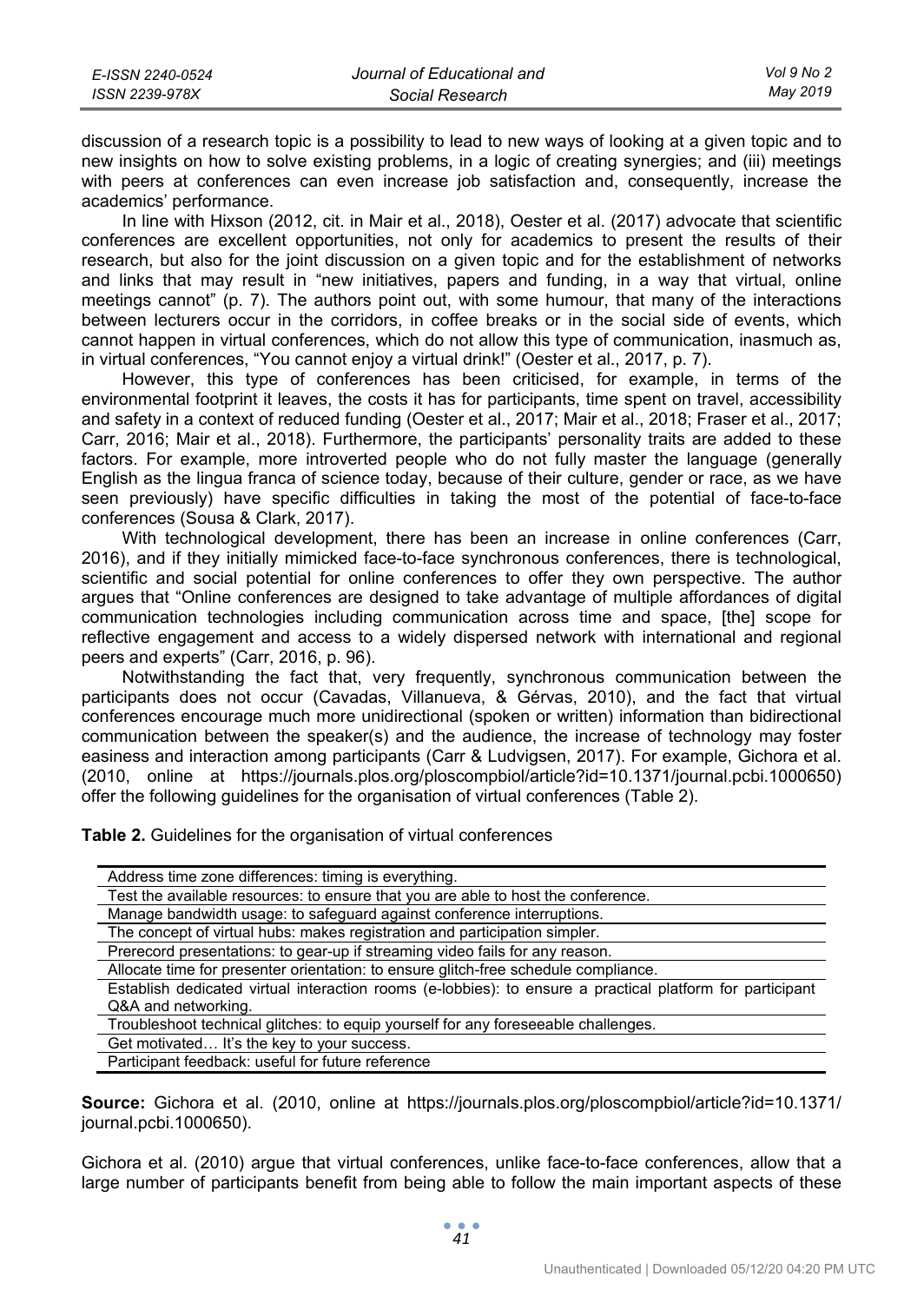discussion of a research topic is a possibility to lead to new ways of looking at a given topic and to new insights on how to solve existing problems, in a logic of creating synergies; and (iii) meetings with peers at conferences can even increase job satisfaction and, consequently, increase the academics' performance.

In line with Hixson (2012, cit. in Mair et al., 2018), Oester et al. (2017) advocate that scientific conferences are excellent opportunities, not only for academics to present the results of their research, but also for the joint discussion on a given topic and for the establishment of networks and links that may result in "new initiatives, papers and funding, in a way that virtual, online meetings cannot" (p. 7). The authors point out, with some humour, that many of the interactions between lecturers occur in the corridors, in coffee breaks or in the social side of events, which cannot happen in virtual conferences, which do not allow this type of communication, inasmuch as, in virtual conferences, "You cannot enjoy a virtual drink!" (Oester et al., 2017, p. 7).

However, this type of conferences has been criticised, for example, in terms of the environmental footprint it leaves, the costs it has for participants, time spent on travel, accessibility and safety in a context of reduced funding (Oester et al., 2017; Mair et al., 2018; Fraser et al., 2017; Carr, 2016; Mair et al., 2018). Furthermore, the participants' personality traits are added to these factors. For example, more introverted people who do not fully master the language (generally English as the lingua franca of science today, because of their culture, gender or race, as we have seen previously) have specific difficulties in taking the most of the potential of face-to-face conferences (Sousa & Clark, 2017).

With technological development, there has been an increase in online conferences (Carr, 2016), and if they initially mimicked face-to-face synchronous conferences, there is technological, scientific and social potential for online conferences to offer they own perspective. The author argues that "Online conferences are designed to take advantage of multiple affordances of digital communication technologies including communication across time and space, [the] scope for reflective engagement and access to a widely dispersed network with international and regional peers and experts" (Carr, 2016, p. 96).

Notwithstanding the fact that, very frequently, synchronous communication between the participants does not occur (Cavadas, Villanueva, & Gérvas, 2010), and the fact that virtual conferences encourage much more unidirectional (spoken or written) information than bidirectional communication between the speaker(s) and the audience, the increase of technology may foster easiness and interaction among participants (Carr & Ludvigsen, 2017). For example, Gichora et al. (2010, online at https://journals.plos.org/ploscompbiol/article?id=10.1371/journal.pcbi.1000650) offer the following guidelines for the organisation of virtual conferences (Table 2).

**Table 2.** Guidelines for the organisation of virtual conferences

| Guidelines |
|---|
| Address time zone differences: timing is everything. |
| Test the available resources: to ensure that you are able to host the conference. |
| Manage bandwidth usage: to safeguard against conference interruptions. |
| The concept of virtual hubs: makes registration and participation simpler. |
| Prerecord presentations: to gear-up if streaming video fails for any reason. |
| Allocate time for presenter orientation: to ensure glitch-free schedule compliance. |
| Establish dedicated virtual interaction rooms (e-lobbies): to ensure a practical platform for participant Q&A and networking. |
| Troubleshoot technical glitches: to equip yourself for any foreseeable challenges. |
| Get motivated… It's the key to your success. |
| Participant feedback: useful for future reference |

**Source:** Gichora et al. (2010, online at https://journals.plos.org/ploscompbiol/article?id=10.1371/journal.pcbi.1000650).

Gichora et al. (2010) argue that virtual conferences, unlike face-to-face conferences, allow that a large number of participants benefit from being able to follow the main important aspects of these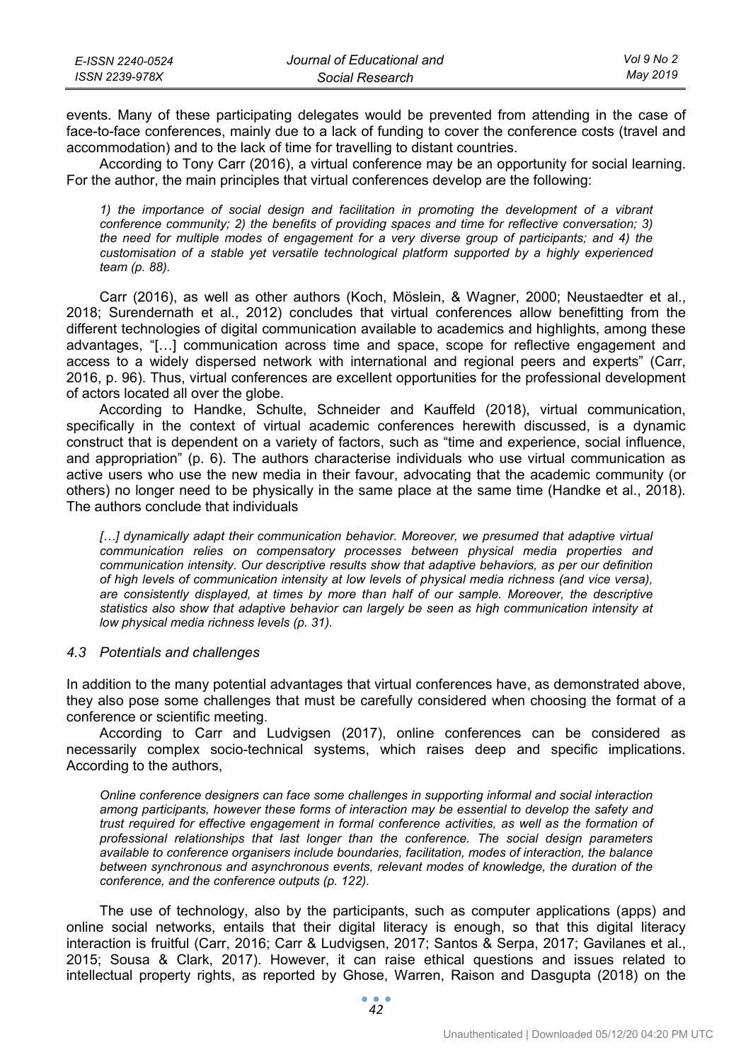events. Many of these participating delegates would be prevented from attending in the case of face-to-face conferences, mainly due to a lack of funding to cover the conference costs (travel and accommodation) and to the lack of time for travelling to distant countries.

According to Tony Carr (2016), a virtual conference may be an opportunity for social learning. For the author, the main principles that virtual conferences develop are the following:

> *1) the importance of social design and facilitation in promoting the development of a vibrant conference community; 2) the benefits of providing spaces and time for reflective conversation; 3) the need for multiple modes of engagement for a very diverse group of participants; and 4) the customisation of a stable yet versatile technological platform supported by a highly experienced team (p. 88).*

Carr (2016), as well as other authors (Koch, Möslein, & Wagner, 2000; Neustaedter et al., 2018; Surendernath et al., 2012) concludes that virtual conferences allow benefitting from the different technologies of digital communication available to academics and highlights, among these advantages, "[…] communication across time and space, scope for reflective engagement and access to a widely dispersed network with international and regional peers and experts" (Carr, 2016, p. 96). Thus, virtual conferences are excellent opportunities for the professional development of actors located all over the globe.

According to Handke, Schulte, Schneider and Kauffeld (2018), virtual communication, specifically in the context of virtual academic conferences herewith discussed, is a dynamic construct that is dependent on a variety of factors, such as "time and experience, social influence, and appropriation" (p. 6). The authors characterise individuals who use virtual communication as active users who use the new media in their favour, advocating that the academic community (or others) no longer need to be physically in the same place at the same time (Handke et al., 2018). The authors conclude that individuals

> *[…] dynamically adapt their communication behavior. Moreover, we presumed that adaptive virtual communication relies on compensatory processes between physical media properties and communication intensity. Our descriptive results show that adaptive behaviors, as per our definition of high levels of communication intensity at low levels of physical media richness (and vice versa), are consistently displayed, at times by more than half of our sample. Moreover, the descriptive statistics also show that adaptive behavior can largely be seen as high communication intensity at low physical media richness levels (p. 31).*

### *4.3 Potentials and challenges*

In addition to the many potential advantages that virtual conferences have, as demonstrated above, they also pose some challenges that must be carefully considered when choosing the format of a conference or scientific meeting.

According to Carr and Ludvigsen (2017), online conferences can be considered as necessarily complex socio-technical systems, which raises deep and specific implications. According to the authors,

> *Online conference designers can face some challenges in supporting informal and social interaction among participants, however these forms of interaction may be essential to develop the safety and trust required for effective engagement in formal conference activities, as well as the formation of professional relationships that last longer than the conference. The social design parameters available to conference organisers include boundaries, facilitation, modes of interaction, the balance between synchronous and asynchronous events, relevant modes of knowledge, the duration of the conference, and the conference outputs (p. 122).*

The use of technology, also by the participants, such as computer applications (apps) and online social networks, entails that their digital literacy is enough, so that this digital literacy interaction is fruitful (Carr, 2016; Carr & Ludvigsen, 2017; Santos & Serpa, 2017; Gavilanes et al., 2015; Sousa & Clark, 2017). However, it can raise ethical questions and issues related to intellectual property rights, as reported by Ghose, Warren, Raison and Dasgupta (2018) on the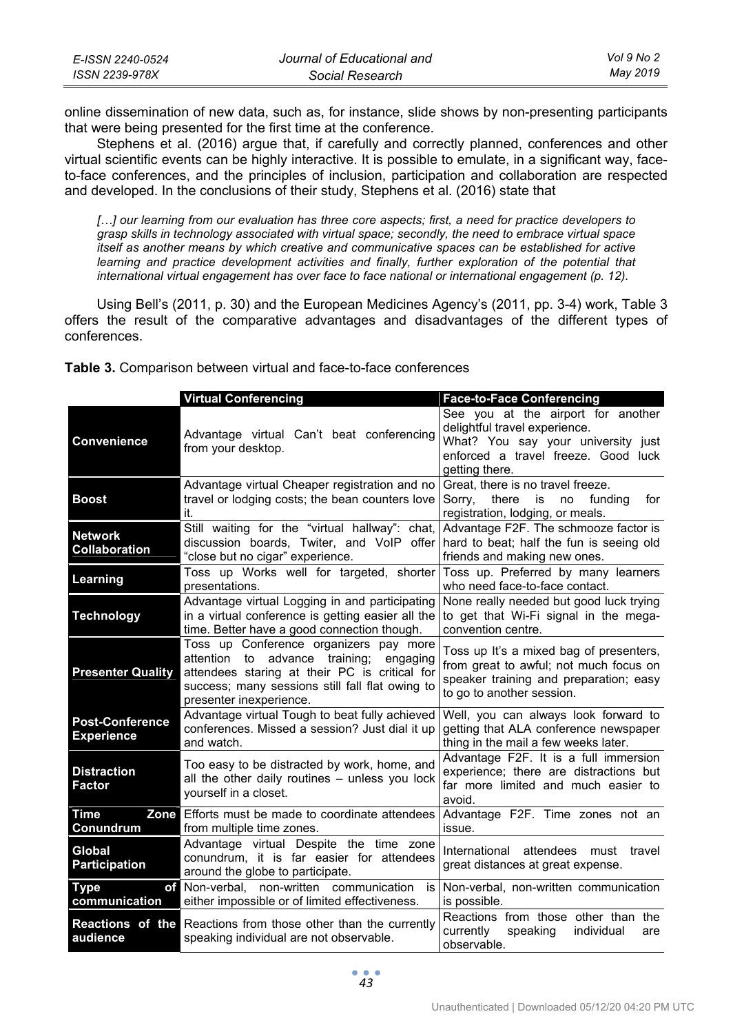online dissemination of new data, such as, for instance, slide shows by non-presenting participants that were being presented for the first time at the conference.

Stephens et al. (2016) argue that, if carefully and correctly planned, conferences and other virtual scientific events can be highly interactive. It is possible to emulate, in a significant way, face-to-face conferences, and the principles of inclusion, participation and collaboration are respected and developed. In the conclusions of their study, Stephens et al. (2016) state that

> *[…] our learning from our evaluation has three core aspects; first, a need for practice developers to grasp skills in technology associated with virtual space; secondly, the need to embrace virtual space itself as another means by which creative and communicative spaces can be established for active learning and practice development activities and finally, further exploration of the potential that international virtual engagement has over face to face national or international engagement (p. 12).*

Using Bell's (2011, p. 30) and the European Medicines Agency's (2011, pp. 3-4) work, Table 3 offers the result of the comparative advantages and disadvantages of the different types of conferences.

**Table 3.** Comparison between virtual and face-to-face conferences

| | Virtual Conferencing | Face-to-Face Conferencing |
|---|---|---|
| **Convenience** | Advantage virtual Can't beat conferencing from your desktop. | See you at the airport for another delightful travel experience. What? You say your university just enforced a travel freeze. Good luck getting there. |
| **Boost** | Advantage virtual Cheaper registration and no travel or lodging costs; the bean counters love it. | Great, there is no travel freeze. Sorry, there is no funding for registration, lodging, or meals. |
| **Network Collaboration** | Still waiting for the "virtual hallway": chat, discussion boards, Twiter, and VoIP offer "close but no cigar" experience. | Advantage F2F. The schmooze factor is hard to beat; half the fun is seeing old friends and making new ones. |
| **Learning** | Toss up Works well for targeted, shorter presentations. | Toss up. Preferred by many learners who need face-to-face contact. |
| **Technology** | Advantage virtual Logging in and participating in a virtual conference is getting easier all the time. Better have a good connection though. | None really needed but good luck trying to get that Wi-Fi signal in the mega-convention centre. |
| **Presenter Quality** | Toss up Conference organizers pay more attention to advance training; engaging attendees staring at their PC is critical for success; many sessions still fall flat owing to presenter inexperience. | Toss up It's a mixed bag of presenters, from great to awful; not much focus on speaker training and preparation; easy to go to another session. |
| **Post-Conference Experience** | Advantage virtual Tough to beat fully achieved conferences. Missed a session? Just dial it up and watch. | Well, you can always look forward to getting that ALA conference newspaper thing in the mail a few weeks later. |
| **Distraction Factor** | Too easy to be distracted by work, home, and all the other daily routines – unless you lock yourself in a closet. | Advantage F2F. It is a full immersion experience; there are distractions but far more limited and much easier to avoid. |
| **Time Zone Conundrum** | Efforts must be made to coordinate attendees from multiple time zones. | Advantage F2F. Time zones not an issue. |
| **Global Participation** | Advantage virtual Despite the time zone conundrum, it is far easier for attendees around the globe to participate. | International attendees must travel great distances at great expense. |
| **Type of communication** | Non-verbal, non-written communication is either impossible or of limited effectiveness. | Non-verbal, non-written communication is possible. |
| **Reactions of the audience** | Reactions from those other than the currently speaking individual are not observable. | Reactions from those other than the currently speaking individual are observable. |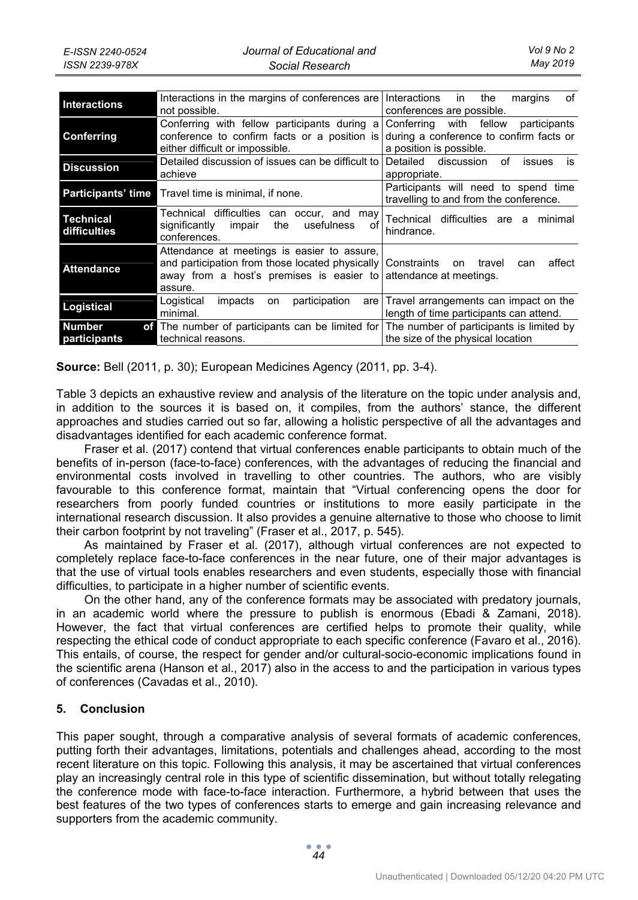| | | |
|---|---|---|
| **Interactions** | Interactions in the margins of conferences are not possible. | Interactions in the margins of conferences are possible. |
| **Conferring** | Conferring with fellow participants during a conference to confirm facts or a position is either difficult or impossible. | Conferring with fellow participants during a conference to confirm facts or a position is possible. |
| **Discussion** | Detailed discussion of issues can be difficult to achieve | Detailed discussion of issues is appropriate. |
| **Participants' time** | Travel time is minimal, if none. | Participants will need to spend time travelling to and from the conference. |
| **Technical difficulties** | Technical difficulties can occur, and may significantly impair the usefulness of conferences. | Technical difficulties are a minimal hindrance. |
| **Attendance** | Attendance at meetings is easier to assure, and participation from those located physically away from a host's premises is easier to assure. | Constraints on travel can affect attendance at meetings. |
| **Logistical** | Logistical impacts on participation are minimal. | Travel arrangements can impact on the length of time participants can attend. |
| **Number of participants** | The number of participants can be limited for technical reasons. | The number of participants is limited by the size of the physical location |

**Source:** Bell (2011, p. 30); European Medicines Agency (2011, pp. 3-4).

Table 3 depicts an exhaustive review and analysis of the literature on the topic under analysis and, in addition to the sources it is based on, it compiles, from the authors' stance, the different approaches and studies carried out so far, allowing a holistic perspective of all the advantages and disadvantages identified for each academic conference format.

Fraser et al. (2017) contend that virtual conferences enable participants to obtain much of the benefits of in-person (face-to-face) conferences, with the advantages of reducing the financial and environmental costs involved in travelling to other countries. The authors, who are visibly favourable to this conference format, maintain that "Virtual conferencing opens the door for researchers from poorly funded countries or institutions to more easily participate in the international research discussion. It also provides a genuine alternative to those who choose to limit their carbon footprint by not traveling" (Fraser et al., 2017, p. 545).

As maintained by Fraser et al. (2017), although virtual conferences are not expected to completely replace face-to-face conferences in the near future, one of their major advantages is that the use of virtual tools enables researchers and even students, especially those with financial difficulties, to participate in a higher number of scientific events.

On the other hand, any of the conference formats may be associated with predatory journals, in an academic world where the pressure to publish is enormous (Ebadi & Zamani, 2018). However, the fact that virtual conferences are certified helps to promote their quality, while respecting the ethical code of conduct appropriate to each specific conference (Favaro et al., 2016). This entails, of course, the respect for gender and/or cultural-socio-economic implications found in the scientific arena (Hanson et al., 2017) also in the access to and the participation in various types of conferences (Cavadas et al., 2010).

## 5. Conclusion

This paper sought, through a comparative analysis of several formats of academic conferences, putting forth their advantages, limitations, potentials and challenges ahead, according to the most recent literature on this topic. Following this analysis, it may be ascertained that virtual conferences play an increasingly central role in this type of scientific dissemination, but without totally relegating the conference mode with face-to-face interaction. Furthermore, a hybrid between that uses the best features of the two types of conferences starts to emerge and gain increasing relevance and supporters from the academic community.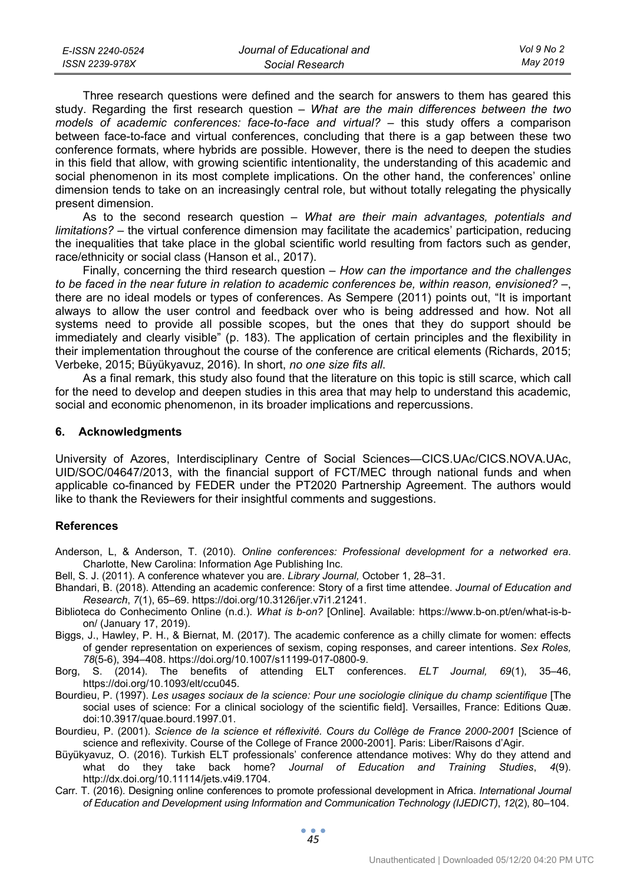Three research questions were defined and the search for answers to them has geared this study. Regarding the first research question – *What are the main differences between the two models of academic conferences: face-to-face and virtual?* – this study offers a comparison between face-to-face and virtual conferences, concluding that there is a gap between these two conference formats, where hybrids are possible. However, there is the need to deepen the studies in this field that allow, with growing scientific intentionality, the understanding of this academic and social phenomenon in its most complete implications. On the other hand, the conferences' online dimension tends to take on an increasingly central role, but without totally relegating the physically present dimension.

As to the second research question – *What are their main advantages, potentials and limitations?* – the virtual conference dimension may facilitate the academics' participation, reducing the inequalities that take place in the global scientific world resulting from factors such as gender, race/ethnicity or social class (Hanson et al., 2017).

Finally, concerning the third research question – *How can the importance and the challenges to be faced in the near future in relation to academic conferences be, within reason, envisioned?* –, there are no ideal models or types of conferences. As Sempere (2011) points out, "It is important always to allow the user control and feedback over who is being addressed and how. Not all systems need to provide all possible scopes, but the ones that they do support should be immediately and clearly visible" (p. 183). The application of certain principles and the flexibility in their implementation throughout the course of the conference are critical elements (Richards, 2015; Verbeke, 2015; Büyükyavuz, 2016). In short, *no one size fits all*.

As a final remark, this study also found that the literature on this topic is still scarce, which call for the need to develop and deepen studies in this area that may help to understand this academic, social and economic phenomenon, in its broader implications and repercussions.

## 6. Acknowledgments

University of Azores, Interdisciplinary Centre of Social Sciences—CICS.UAc/CICS.NOVA.UAc, UID/SOC/04647/2013, with the financial support of FCT/MEC through national funds and when applicable co-financed by FEDER under the PT2020 Partnership Agreement. The authors would like to thank the Reviewers for their insightful comments and suggestions.

## References

Anderson, L, & Anderson, T. (2010). *Online conferences: Professional development for a networked era*. Charlotte, New Carolina: Information Age Publishing Inc.

Bell, S. J. (2011). A conference whatever you are. *Library Journal,* October 1, 28–31.

Bhandari, B. (2018). Attending an academic conference: Story of a first time attendee. *Journal of Education and Research*, *7*(1), 65–69. https://doi.org/10.3126/jer.v7i1.21241.

Biblioteca do Conhecimento Online (n.d.). *What is b-on?* [Online]. Available: https://www.b-on.pt/en/what-is-b-on/ (January 17, 2019).

Biggs, J., Hawley, P. H., & Biernat, M. (2017). The academic conference as a chilly climate for women: effects of gender representation on experiences of sexism, coping responses, and career intentions. *Sex Roles, 78*(5-6), 394–408. https://doi.org/10.1007/s11199-017-0800-9.

Borg, S. (2014). The benefits of attending ELT conferences. *ELT Journal, 69*(1), 35–46, https://doi.org/10.1093/elt/ccu045.

Bourdieu, P. (1997). *Les usages sociaux de la science: Pour une sociologie clinique du champ scientifique* [The social uses of science: For a clinical sociology of the scientific field]. Versailles, France: Editions Quæ. doi:10.3917/quae.bourd.1997.01.

Bourdieu, P. (2001). *Science de la science et réflexivité. Cours du Collège de France 2000-2001* [Science of science and reflexivity. Course of the College of France 2000-2001]. Paris: Liber/Raisons d'Agir.

Büyükyavuz, O. (2016). Turkish ELT professionals' conference attendance motives: Why do they attend and what do they take back home? *Journal of Education and Training Studies*, *4*(9). http://dx.doi.org/10.11114/jets.v4i9.1704.

Carr. T. (2016). Designing online conferences to promote professional development in Africa. *International Journal of Education and Development using Information and Communication Technology (IJEDICT)*, *12*(2), 80–104.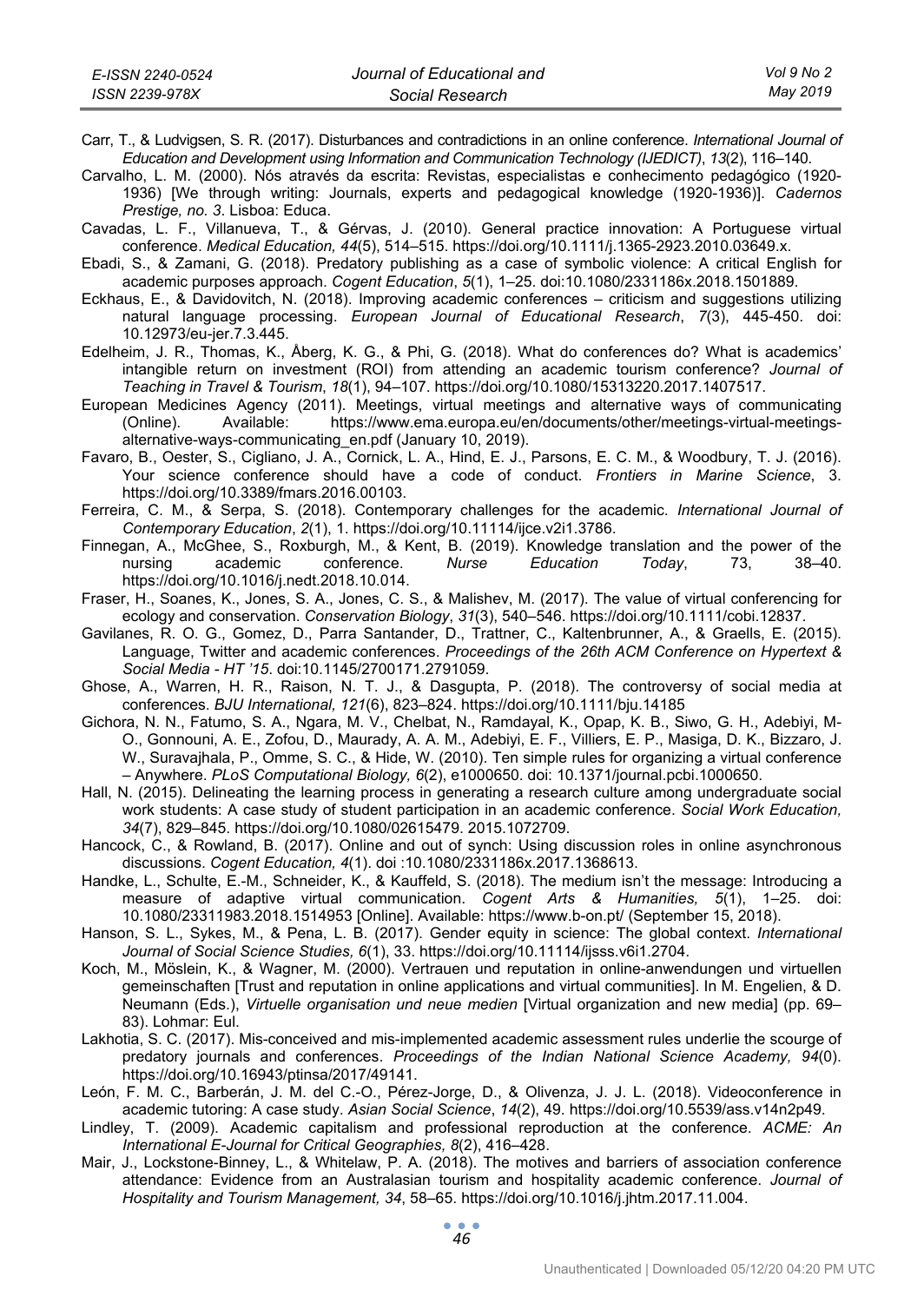Carr, T., & Ludvigsen, S. R. (2017). Disturbances and contradictions in an online conference. *International Journal of Education and Development using Information and Communication Technology (IJEDICT)*, *13*(2), 116–140.

Carvalho, L. M. (2000). Nós através da escrita: Revistas, especialistas e conhecimento pedagógico (1920-1936) [We through writing: Journals, experts and pedagogical knowledge (1920-1936)]. *Cadernos Prestige, no. 3*. Lisboa: Educa.

Cavadas, L. F., Villanueva, T., & Gérvas, J. (2010). General practice innovation: A Portuguese virtual conference. *Medical Education, 44*(5), 514–515. https://doi.org/10.1111/j.1365-2923.2010.03649.x.

Ebadi, S., & Zamani, G. (2018). Predatory publishing as a case of symbolic violence: A critical English for academic purposes approach. *Cogent Education*, *5*(1), 1–25. doi:10.1080/2331186x.2018.1501889.

Eckhaus, E., & Davidovitch, N. (2018). Improving academic conferences – criticism and suggestions utilizing natural language processing. *European Journal of Educational Research*, *7*(3), 445-450. doi: 10.12973/eu-jer.7.3.445.

Edelheim, J. R., Thomas, K., Åberg, K. G., & Phi, G. (2018). What do conferences do? What is academics' intangible return on investment (ROI) from attending an academic tourism conference? *Journal of Teaching in Travel & Tourism*, *18*(1), 94–107. https://doi.org/10.1080/15313220.2017.1407517.

European Medicines Agency (2011). Meetings, virtual meetings and alternative ways of communicating (Online). Available: https://www.ema.europa.eu/en/documents/other/meetings-virtual-meetings-alternative-ways-communicating_en.pdf (January 10, 2019).

Favaro, B., Oester, S., Cigliano, J. A., Cornick, L. A., Hind, E. J., Parsons, E. C. M., & Woodbury, T. J. (2016). Your science conference should have a code of conduct. *Frontiers in Marine Science*, 3. https://doi.org/10.3389/fmars.2016.00103.

Ferreira, C. M., & Serpa, S. (2018). Contemporary challenges for the academic. *International Journal of Contemporary Education*, *2*(1), 1. https://doi.org/10.11114/ijce.v2i1.3786.

Finnegan, A., McGhee, S., Roxburgh, M., & Kent, B. (2019). Knowledge translation and the power of the nursing academic conference. *Nurse Education Today*, 73, 38–40. https://doi.org/10.1016/j.nedt.2018.10.014.

Fraser, H., Soanes, K., Jones, S. A., Jones, C. S., & Malishev, M. (2017). The value of virtual conferencing for ecology and conservation. *Conservation Biology*, *31*(3), 540–546. https://doi.org/10.1111/cobi.12837.

Gavilanes, R. O. G., Gomez, D., Parra Santander, D., Trattner, C., Kaltenbrunner, A., & Graells, E. (2015). Language, Twitter and academic conferences. *Proceedings of the 26th ACM Conference on Hypertext & Social Media - HT '15*. doi:10.1145/2700171.2791059.

Ghose, A., Warren, H. R., Raison, N. T. J., & Dasgupta, P. (2018). The controversy of social media at conferences. *BJU International, 121*(6), 823–824. https://doi.org/10.1111/bju.14185

Gichora, N. N., Fatumo, S. A., Ngara, M. V., Chelbat, N., Ramdayal, K., Opap, K. B., Siwo, G. H., Adebiyi, M-O., Gonnouni, A. E., Zofou, D., Maurady, A. A. M., Adebiyi, E. F., Villiers, E. P., Masiga, D. K., Bizzaro, J. W., Suravajhala, P., Omme, S. C., & Hide, W. (2010). Ten simple rules for organizing a virtual conference – Anywhere. *PLoS Computational Biology, 6*(2), e1000650. doi: 10.1371/journal.pcbi.1000650.

Hall, N. (2015). Delineating the learning process in generating a research culture among undergraduate social work students: A case study of student participation in an academic conference. *Social Work Education, 34*(7), 829–845. https://doi.org/10.1080/02615479. 2015.1072709.

Hancock, C., & Rowland, B. (2017). Online and out of synch: Using discussion roles in online asynchronous discussions. *Cogent Education, 4*(1). doi :10.1080/2331186x.2017.1368613.

Handke, L., Schulte, E.-M., Schneider, K., & Kauffeld, S. (2018). The medium isn't the message: Introducing a measure of adaptive virtual communication. *Cogent Arts & Humanities, 5*(1), 1–25. doi: 10.1080/23311983.2018.1514953 [Online]. Available: https://www.b-on.pt/ (September 15, 2018).

Hanson, S. L., Sykes, M., & Pena, L. B. (2017). Gender equity in science: The global context. *International Journal of Social Science Studies, 6*(1), 33. https://doi.org/10.11114/ijsss.v6i1.2704.

Koch, M., Möslein, K., & Wagner, M. (2000). Vertrauen und reputation in online-anwendungen und virtuellen gemeinschaften [Trust and reputation in online applications and virtual communities]. In M. Engelien, & D. Neumann (Eds.), *Virtuelle organisation und neue medien* [Virtual organization and new media] (pp. 69–83). Lohmar: Eul.

Lakhotia, S. C. (2017). Mis-conceived and mis-implemented academic assessment rules underlie the scourge of predatory journals and conferences. *Proceedings of the Indian National Science Academy, 94*(0). https://doi.org/10.16943/ptinsa/2017/49141.

León, F. M. C., Barberán, J. M. del C.-O., Pérez-Jorge, D., & Olivenza, J. J. L. (2018). Videoconference in academic tutoring: A case study. *Asian Social Science*, *14*(2), 49. https://doi.org/10.5539/ass.v14n2p49.

Lindley, T. (2009). Academic capitalism and professional reproduction at the conference. *ACME: An International E-Journal for Critical Geographies, 8*(2), 416–428.

Mair, J., Lockstone-Binney, L., & Whitelaw, P. A. (2018). The motives and barriers of association conference attendance: Evidence from an Australasian tourism and hospitality academic conference. *Journal of Hospitality and Tourism Management, 34*, 58–65. https://doi.org/10.1016/j.jhtm.2017.11.004.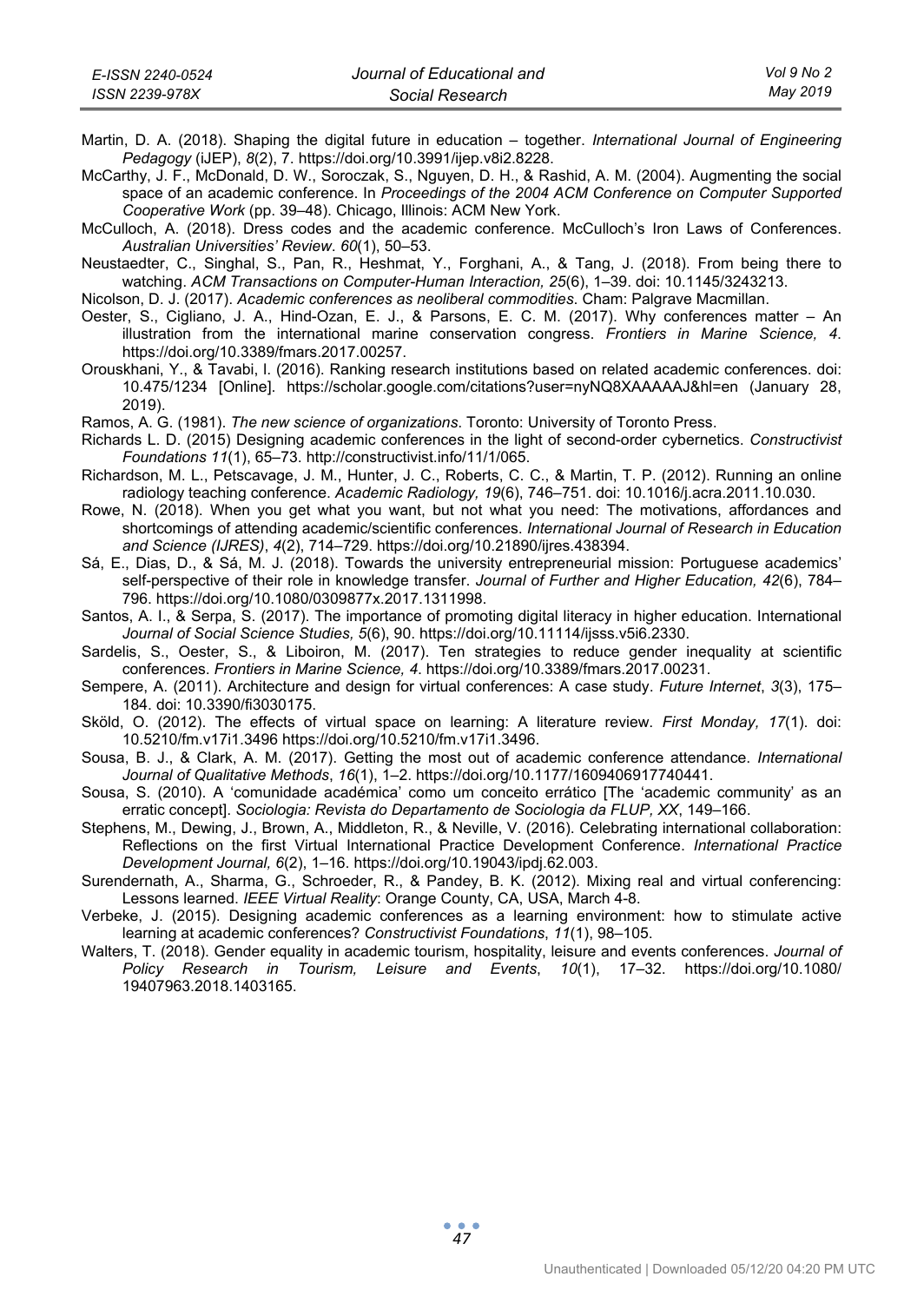Martin, D. A. (2018). Shaping the digital future in education – together. *International Journal of Engineering Pedagogy* (iJEP), *8*(2), 7. https://doi.org/10.3991/ijep.v8i2.8228.

McCarthy, J. F., McDonald, D. W., Soroczak, S., Nguyen, D. H., & Rashid, A. M. (2004). Augmenting the social space of an academic conference. In *Proceedings of the 2004 ACM Conference on Computer Supported Cooperative Work* (pp. 39–48). Chicago, Illinois: ACM New York.

McCulloch, A. (2018). Dress codes and the academic conference. McCulloch's Iron Laws of Conferences. *Australian Universities' Review*. *60*(1), 50–53.

Neustaedter, C., Singhal, S., Pan, R., Heshmat, Y., Forghani, A., & Tang, J. (2018). From being there to watching. *ACM Transactions on Computer-Human Interaction, 25*(6), 1–39. doi: 10.1145/3243213.

Nicolson, D. J. (2017). *Academic conferences as neoliberal commodities*. Cham: Palgrave Macmillan.

Oester, S., Cigliano, J. A., Hind-Ozan, E. J., & Parsons, E. C. M. (2017). Why conferences matter – An illustration from the international marine conservation congress. *Frontiers in Marine Science, 4*. https://doi.org/10.3389/fmars.2017.00257.

Orouskhani, Y., & Tavabi, I. (2016). Ranking research institutions based on related academic conferences. doi: 10.475/1234 [Online]. https://scholar.google.com/citations?user=nyNQ8XAAAAAJ&hl=en (January 28, 2019).

Ramos, A. G. (1981). *The new science of organizations*. Toronto: University of Toronto Press.

Richards L. D. (2015) Designing academic conferences in the light of second-order cybernetics. *Constructivist Foundations 11*(1), 65–73. http://constructivist.info/11/1/065.

Richardson, M. L., Petscavage, J. M., Hunter, J. C., Roberts, C. C., & Martin, T. P. (2012). Running an online radiology teaching conference. *Academic Radiology, 19*(6), 746–751. doi: 10.1016/j.acra.2011.10.030.

Rowe, N. (2018). When you get what you want, but not what you need: The motivations, affordances and shortcomings of attending academic/scientific conferences. *International Journal of Research in Education and Science (IJRES)*, *4*(2), 714–729. https://doi.org/10.21890/ijres.438394.

Sá, E., Dias, D., & Sá, M. J. (2018). Towards the university entrepreneurial mission: Portuguese academics' self-perspective of their role in knowledge transfer. *Journal of Further and Higher Education, 42*(6), 784–796. https://doi.org/10.1080/0309877x.2017.1311998.

Santos, A. I., & Serpa, S. (2017). The importance of promoting digital literacy in higher education. International *Journal of Social Science Studies, 5*(6), 90. https://doi.org/10.11114/ijsss.v5i6.2330.

Sardelis, S., Oester, S., & Liboiron, M. (2017). Ten strategies to reduce gender inequality at scientific conferences. *Frontiers in Marine Science, 4*. https://doi.org/10.3389/fmars.2017.00231.

Sempere, A. (2011). Architecture and design for virtual conferences: A case study. *Future Internet*, *3*(3), 175–184. doi: 10.3390/fi3030175.

Sköld, O. (2012). The effects of virtual space on learning: A literature review. *First Monday, 17*(1). doi: 10.5210/fm.v17i1.3496 https://doi.org/10.5210/fm.v17i1.3496.

Sousa, B. J., & Clark, A. M. (2017). Getting the most out of academic conference attendance. *International Journal of Qualitative Methods*, *16*(1), 1–2. https://doi.org/10.1177/1609406917740441.

Sousa, S. (2010). A 'comunidade académica' como um conceito errático [The 'academic community' as an erratic concept]. *Sociologia: Revista do Departamento de Sociologia da FLUP, XX*, 149–166.

Stephens, M., Dewing, J., Brown, A., Middleton, R., & Neville, V. (2016). Celebrating international collaboration: Reflections on the first Virtual International Practice Development Conference. *International Practice Development Journal, 6*(2), 1–16. https://doi.org/10.19043/ipdj.62.003.

Surendernath, A., Sharma, G., Schroeder, R., & Pandey, B. K. (2012). Mixing real and virtual conferencing: Lessons learned. *IEEE Virtual Reality*: Orange County, CA, USA, March 4-8.

Verbeke, J. (2015). Designing academic conferences as a learning environment: how to stimulate active learning at academic conferences? *Constructivist Foundations*, *11*(1), 98–105.

Walters, T. (2018). Gender equality in academic tourism, hospitality, leisure and events conferences. *Journal of Policy Research in Tourism, Leisure and Events*, *10*(1), 17–32. https://doi.org/10.1080/19407963.2018.1403165.